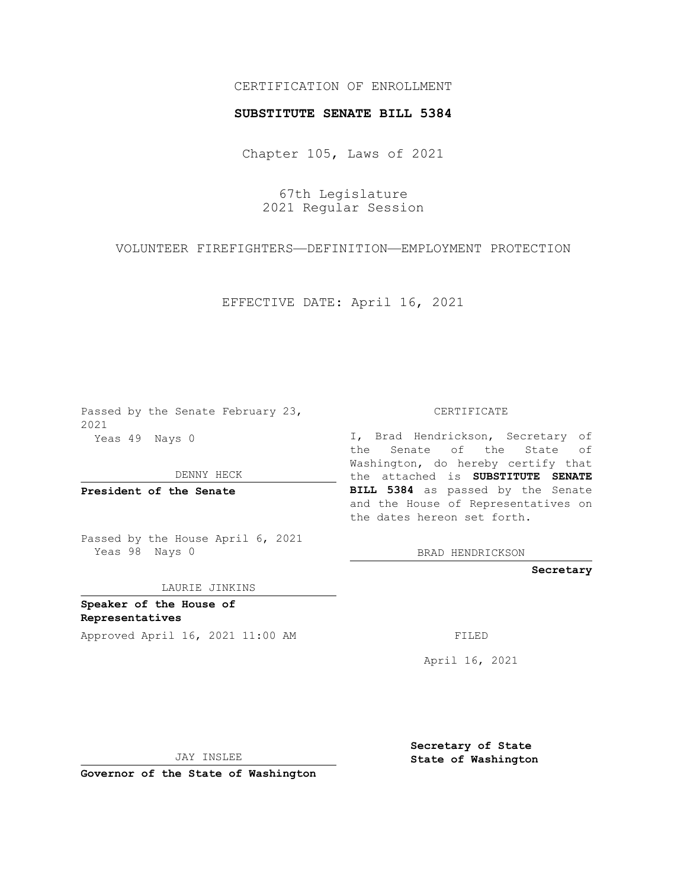CERTIFICATION OF ENROLLMENT

**SUBSTITUTE SENATE BILL 5384**

Chapter 105, Laws of 2021

67th Legislature
2021 Regular Session

VOLUNTEER FIREFIGHTERS—DEFINITION—EMPLOYMENT PROTECTION

EFFECTIVE DATE: April 16, 2021

Passed by the Senate February 23, 2021
Yeas 49 Nays 0

DENNY HECK

**President of the Senate**

Passed by the House April 6, 2021
Yeas 98 Nays 0

LAURIE JINKINS

**Speaker of the House of Representatives**

Approved April 16, 2021 11:00 AM

JAY INSLEE

**Governor of the State of Washington**

CERTIFICATE

I, Brad Hendrickson, Secretary of the Senate of the State of Washington, do hereby certify that the attached is **SUBSTITUTE SENATE BILL 5384** as passed by the Senate and the House of Representatives on the dates hereon set forth.

BRAD HENDRICKSON

**Secretary**

FILED

April 16, 2021

**Secretary of State**
**State of Washington**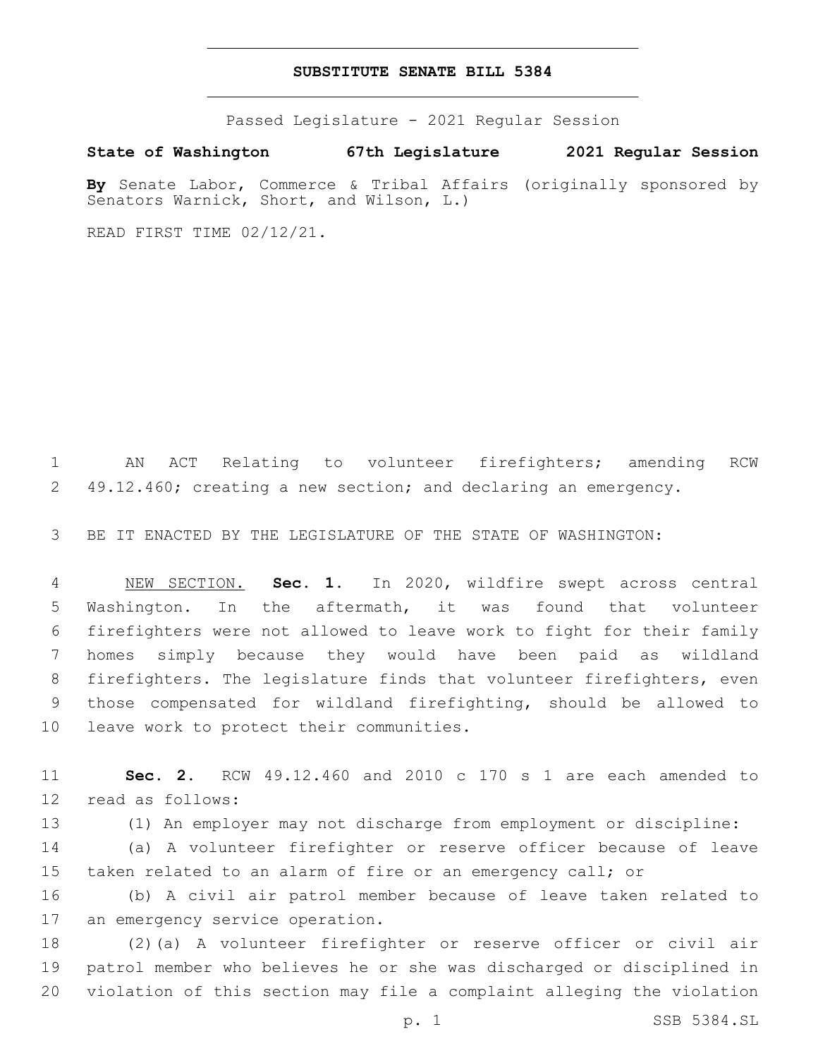# SUBSTITUTE SENATE BILL 5384

Passed Legislature - 2021 Regular Session

**State of Washington 67th Legislature 2021 Regular Session**

**By** Senate Labor, Commerce & Tribal Affairs (originally sponsored by Senators Warnick, Short, and Wilson, L.)

READ FIRST TIME 02/12/21.

AN ACT Relating to volunteer firefighters; amending RCW 49.12.460; creating a new section; and declaring an emergency.

BE IT ENACTED BY THE LEGISLATURE OF THE STATE OF WASHINGTON:

NEW SECTION. **Sec. 1.** In 2020, wildfire swept across central Washington. In the aftermath, it was found that volunteer firefighters were not allowed to leave work to fight for their family homes simply because they would have been paid as wildland firefighters. The legislature finds that volunteer firefighters, even those compensated for wildland firefighting, should be allowed to leave work to protect their communities.

**Sec. 2.** RCW 49.12.460 and 2010 c 170 s 1 are each amended to read as follows:

(1) An employer may not discharge from employment or discipline:

(a) A volunteer firefighter or reserve officer because of leave taken related to an alarm of fire or an emergency call; or

(b) A civil air patrol member because of leave taken related to an emergency service operation.

(2)(a) A volunteer firefighter or reserve officer or civil air patrol member who believes he or she was discharged or disciplined in violation of this section may file a complaint alleging the violation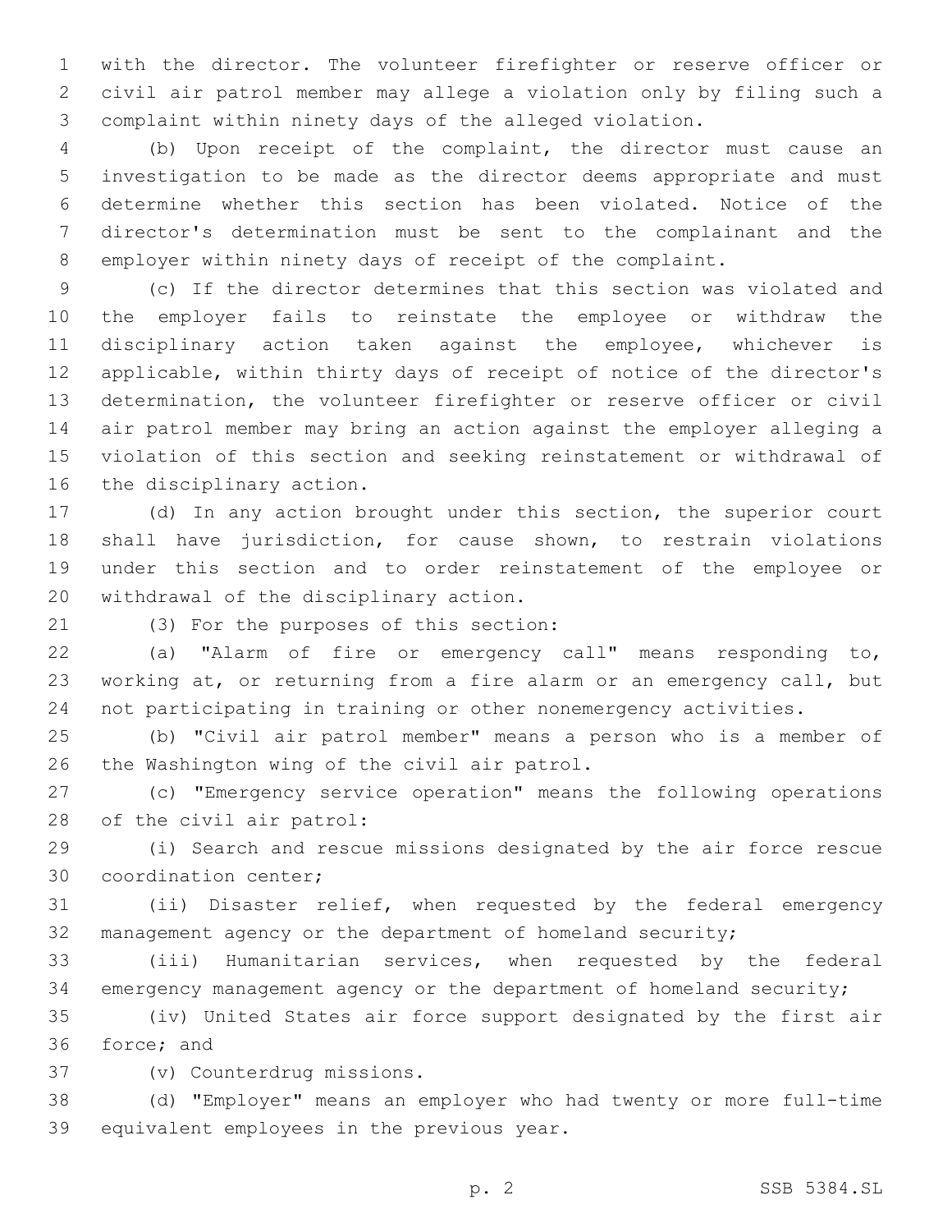with the director. The volunteer firefighter or reserve officer or civil air patrol member may allege a violation only by filing such a complaint within ninety days of the alleged violation.

(b) Upon receipt of the complaint, the director must cause an investigation to be made as the director deems appropriate and must determine whether this section has been violated. Notice of the director's determination must be sent to the complainant and the employer within ninety days of receipt of the complaint.

(c) If the director determines that this section was violated and the employer fails to reinstate the employee or withdraw the disciplinary action taken against the employee, whichever is applicable, within thirty days of receipt of notice of the director's determination, the volunteer firefighter or reserve officer or civil air patrol member may bring an action against the employer alleging a violation of this section and seeking reinstatement or withdrawal of the disciplinary action.

(d) In any action brought under this section, the superior court shall have jurisdiction, for cause shown, to restrain violations under this section and to order reinstatement of the employee or withdrawal of the disciplinary action.

(3) For the purposes of this section:

(a) "Alarm of fire or emergency call" means responding to, working at, or returning from a fire alarm or an emergency call, but not participating in training or other nonemergency activities.

(b) "Civil air patrol member" means a person who is a member of the Washington wing of the civil air patrol.

(c) "Emergency service operation" means the following operations of the civil air patrol:

(i) Search and rescue missions designated by the air force rescue coordination center;

(ii) Disaster relief, when requested by the federal emergency management agency or the department of homeland security;

(iii) Humanitarian services, when requested by the federal emergency management agency or the department of homeland security;

(iv) United States air force support designated by the first air force; and

(v) Counterdrug missions.

(d) "Employer" means an employer who had twenty or more full-time equivalent employees in the previous year.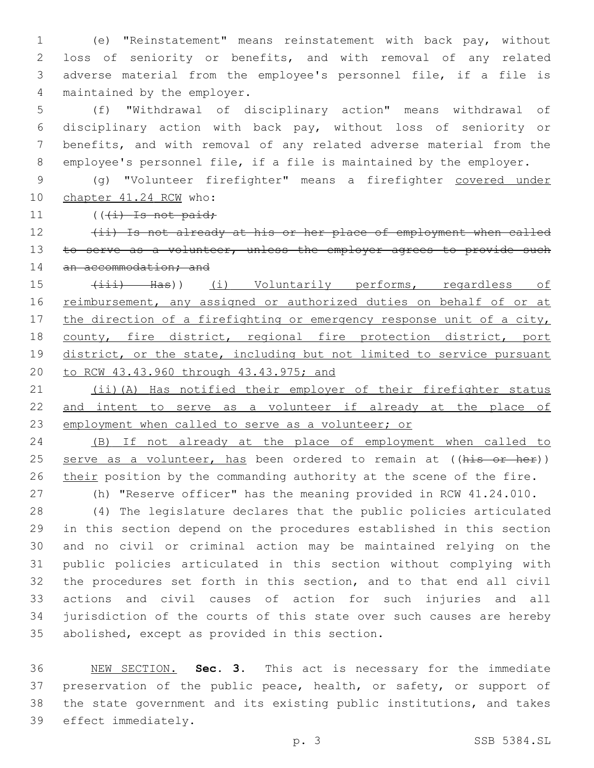(e) "Reinstatement" means reinstatement with back pay, without loss of seniority or benefits, and with removal of any related adverse material from the employee's personnel file, if a file is maintained by the employer.

(f) "Withdrawal of disciplinary action" means withdrawal of disciplinary action with back pay, without loss of seniority or benefits, and with removal of any related adverse material from the employee's personnel file, if a file is maintained by the employer.

(g) "Volunteer firefighter" means a firefighter <u>covered under chapter 41.24 RCW</u> who:

((~~(i) Is not paid;~~

~~(ii) Is not already at his or her place of employment when called to serve as a volunteer, unless the employer agrees to provide such an accommodation; and~~

~~(iii) Has~~)) <u>(i) Voluntarily performs, regardless of reimbursement, any assigned or authorized duties on behalf of or at the direction of a firefighting or emergency response unit of a city, county, fire district, regional fire protection district, port district, or the state, including but not limited to service pursuant to RCW 43.43.960 through 43.43.975; and</u>

<u>(ii)(A) Has notified their employer of their firefighter status and intent to serve as a volunteer if already at the place of employment when called to serve as a volunteer; or</u>

<u>(B) If not already at the place of employment when called to serve as a volunteer, has</u> been ordered to remain at ((~~his or her~~)) <u>their</u> position by the commanding authority at the scene of the fire.

(h) "Reserve officer" has the meaning provided in RCW 41.24.010.

(4) The legislature declares that the public policies articulated in this section depend on the procedures established in this section and no civil or criminal action may be maintained relying on the public policies articulated in this section without complying with the procedures set forth in this section, and to that end all civil actions and civil causes of action for such injuries and all jurisdiction of the courts of this state over such causes are hereby abolished, except as provided in this section.

<u>NEW SECTION.</u> **Sec. 3.** This act is necessary for the immediate preservation of the public peace, health, or safety, or support of the state government and its existing public institutions, and takes effect immediately.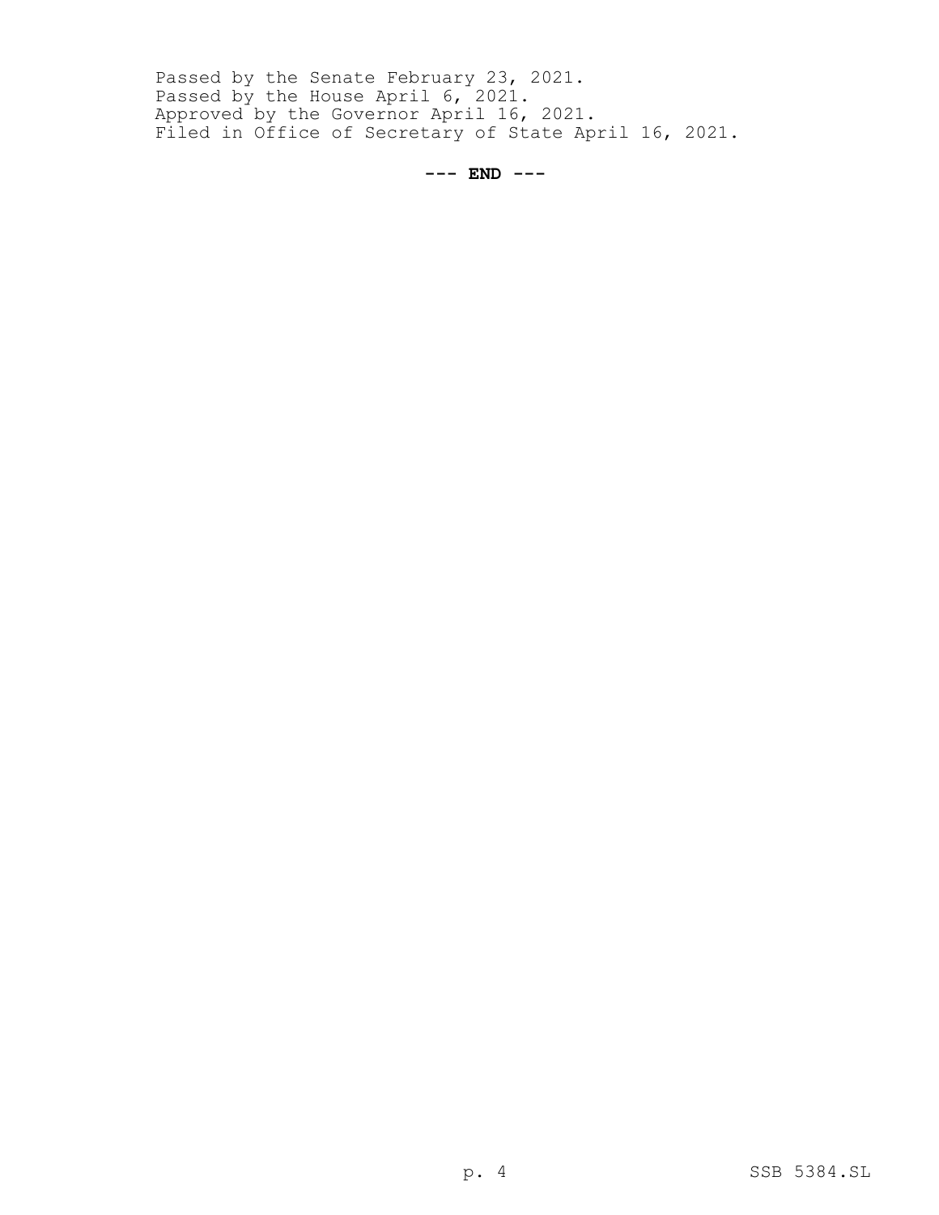Passed by the Senate February 23, 2021.
Passed by the House April 6, 2021.
Approved by the Governor April 16, 2021.
Filed in Office of Secretary of State April 16, 2021.

**--- END ---**